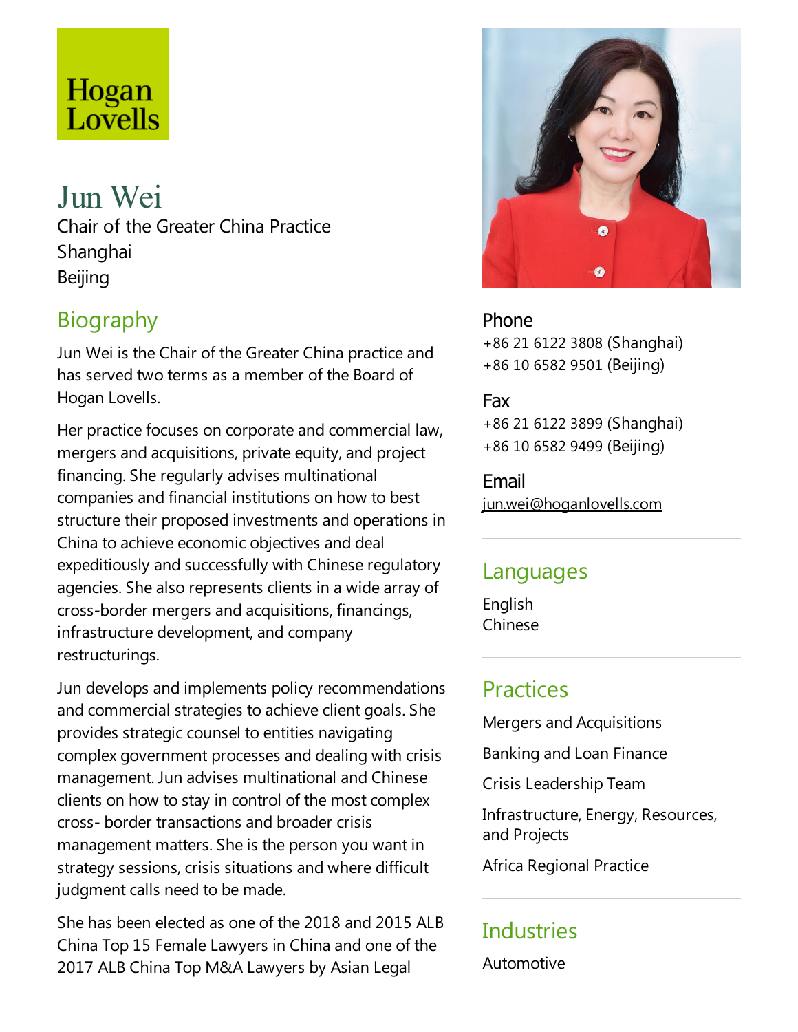Hogan Lovells

# Jun Wei

Chair of the Greater China Practice
Shanghai
Beijing

## Biography

Jun Wei is the Chair of the Greater China practice and has served two terms as a member of the Board of Hogan Lovells.

Her practice focuses on corporate and commercial law, mergers and acquisitions, private equity, and project financing. She regularly advises multinational companies and financial institutions on how to best structure their proposed investments and operations in China to achieve economic objectives and deal expeditiously and successfully with Chinese regulatory agencies. She also represents clients in a wide array of cross-border mergers and acquisitions, financings, infrastructure development, and company restructurings.

Jun develops and implements policy recommendations and commercial strategies to achieve client goals. She provides strategic counsel to entities navigating complex government processes and dealing with crisis management. Jun advises multinational and Chinese clients on how to stay in control of the most complex cross- border transactions and broader crisis management matters. She is the person you want in strategy sessions, crisis situations and where difficult judgment calls need to be made.

She has been elected as one of the 2018 and 2015 ALB China Top 15 Female Lawyers in China and one of the 2017 ALB China Top M&A Lawyers by Asian Legal

### Phone

+86 21 6122 3808 (Shanghai)
+86 10 6582 9501 (Beijing)

### Fax

+86 21 6122 3899 (Shanghai)
+86 10 6582 9499 (Beijing)

### Email

jun.wei@hoganlovells.com

## Languages

English
Chinese

## Practices

Mergers and Acquisitions

Banking and Loan Finance

Crisis Leadership Team

Infrastructure, Energy, Resources, and Projects

Africa Regional Practice

## Industries

Automotive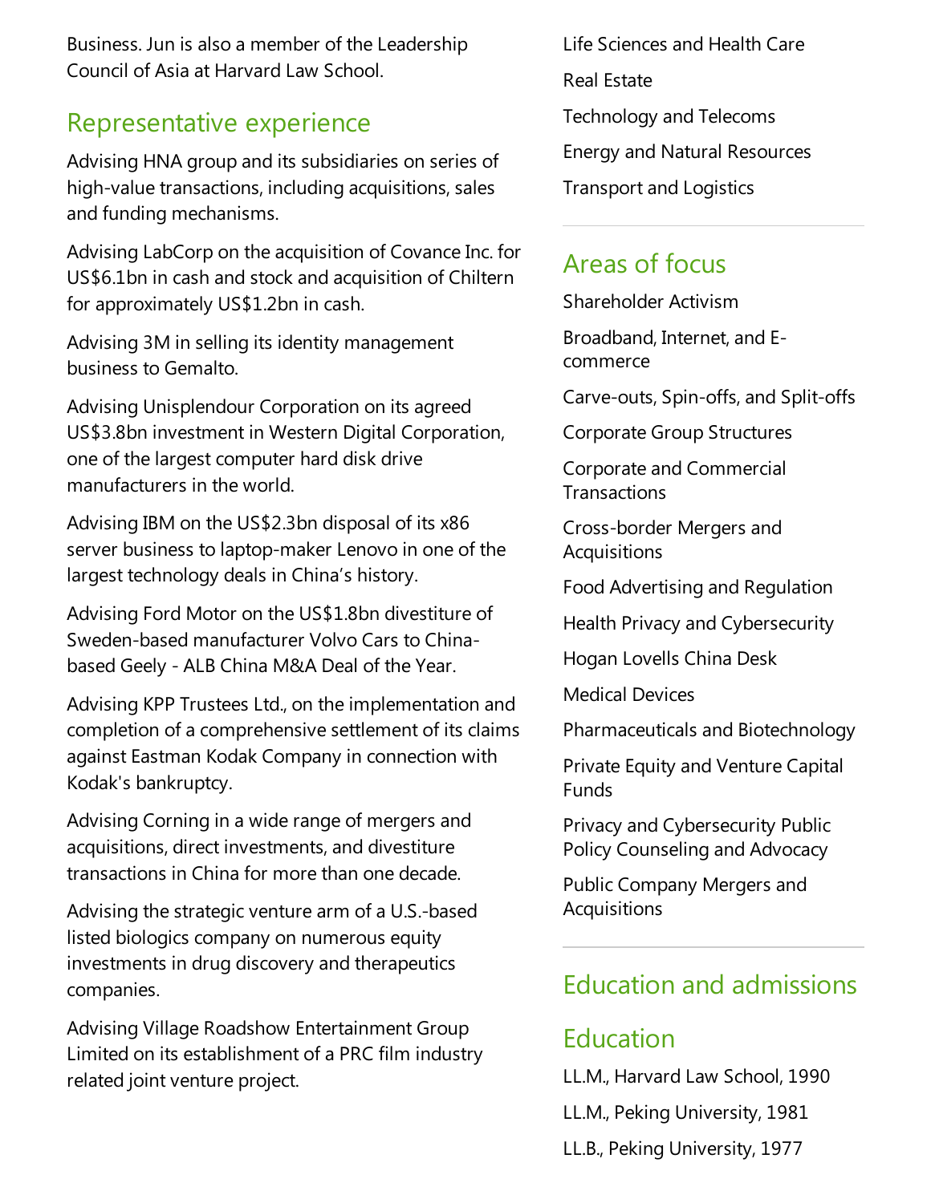Business. Jun is also a member of the Leadership Council of Asia at Harvard Law School.

## Representative experience

Advising HNA group and its subsidiaries on series of high-value transactions, including acquisitions, sales and funding mechanisms.

Advising LabCorp on the acquisition of Covance Inc. for US$6.1bn in cash and stock and acquisition of Chiltern for approximately US$1.2bn in cash.

Advising 3M in selling its identity management business to Gemalto.

Advising Unisplendour Corporation on its agreed US$3.8bn investment in Western Digital Corporation, one of the largest computer hard disk drive manufacturers in the world.

Advising IBM on the US$2.3bn disposal of its x86 server business to laptop-maker Lenovo in one of the largest technology deals in China's history.

Advising Ford Motor on the US$1.8bn divestiture of Sweden-based manufacturer Volvo Cars to China-based Geely - ALB China M&A Deal of the Year.

Advising KPP Trustees Ltd., on the implementation and completion of a comprehensive settlement of its claims against Eastman Kodak Company in connection with Kodak's bankruptcy.

Advising Corning in a wide range of mergers and acquisitions, direct investments, and divestiture transactions in China for more than one decade.

Advising the strategic venture arm of a U.S.-based listed biologics company on numerous equity investments in drug discovery and therapeutics companies.

Advising Village Roadshow Entertainment Group Limited on its establishment of a PRC film industry related joint venture project.

Life Sciences and Health Care

Real Estate

Technology and Telecoms

Energy and Natural Resources

Transport and Logistics

## Areas of focus

Shareholder Activism

Broadband, Internet, and E-commerce

Carve-outs, Spin-offs, and Split-offs

Corporate Group Structures

Corporate and Commercial Transactions

Cross-border Mergers and Acquisitions

Food Advertising and Regulation

Health Privacy and Cybersecurity

Hogan Lovells China Desk

Medical Devices

Pharmaceuticals and Biotechnology

Private Equity and Venture Capital Funds

Privacy and Cybersecurity Public Policy Counseling and Advocacy

Public Company Mergers and Acquisitions

## Education and admissions

## Education

LL.M., Harvard Law School, 1990

LL.M., Peking University, 1981

LL.B., Peking University, 1977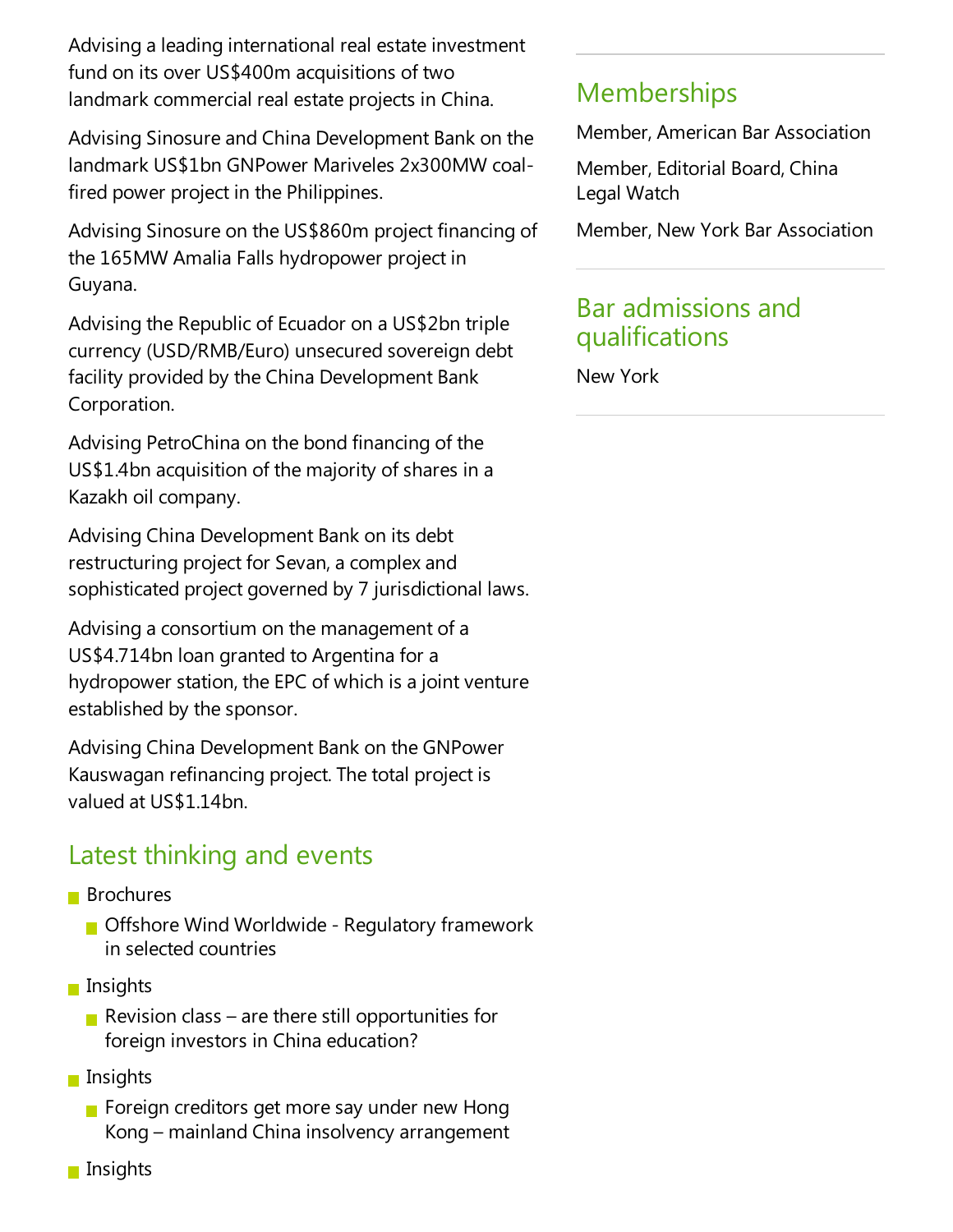Advising a leading international real estate investment fund on its over US$400m acquisitions of two landmark commercial real estate projects in China.

Advising Sinosure and China Development Bank on the landmark US$1bn GNPower Mariveles 2x300MW coal-fired power project in the Philippines.

Advising Sinosure on the US$860m project financing of the 165MW Amalia Falls hydropower project in Guyana.

Advising the Republic of Ecuador on a US$2bn triple currency (USD/RMB/Euro) unsecured sovereign debt facility provided by the China Development Bank Corporation.

Advising PetroChina on the bond financing of the US$1.4bn acquisition of the majority of shares in a Kazakh oil company.

Advising China Development Bank on its debt restructuring project for Sevan, a complex and sophisticated project governed by 7 jurisdictional laws.

Advising a consortium on the management of a US$4.714bn loan granted to Argentina for a hydropower station, the EPC of which is a joint venture established by the sponsor.

Advising China Development Bank on the GNPower Kauswagan refinancing project. The total project is valued at US$1.14bn.

## Latest thinking and events

- Brochures
  - Offshore Wind Worldwide - Regulatory framework in selected countries
- Insights
  - Revision class – are there still opportunities for foreign investors in China education?
- Insights
  - Foreign creditors get more say under new Hong Kong – mainland China insolvency arrangement
- Insights

## Memberships

Member, American Bar Association

Member, Editorial Board, China Legal Watch

Member, New York Bar Association

## Bar admissions and qualifications

New York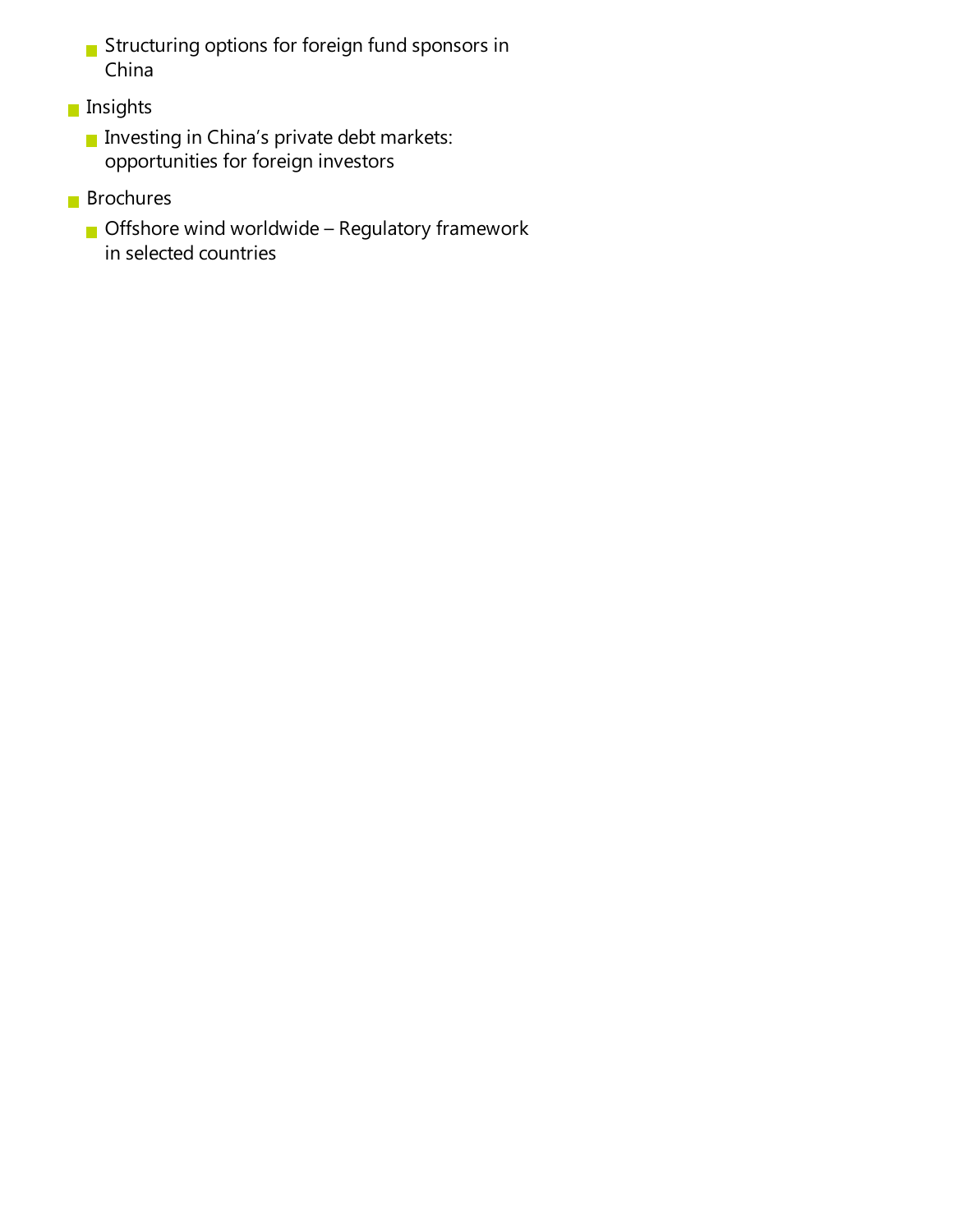- Structuring options for foreign fund sponsors in China
- Insights
  - Investing in China's private debt markets: opportunities for foreign investors
- Brochures
  - Offshore wind worldwide – Regulatory framework in selected countries